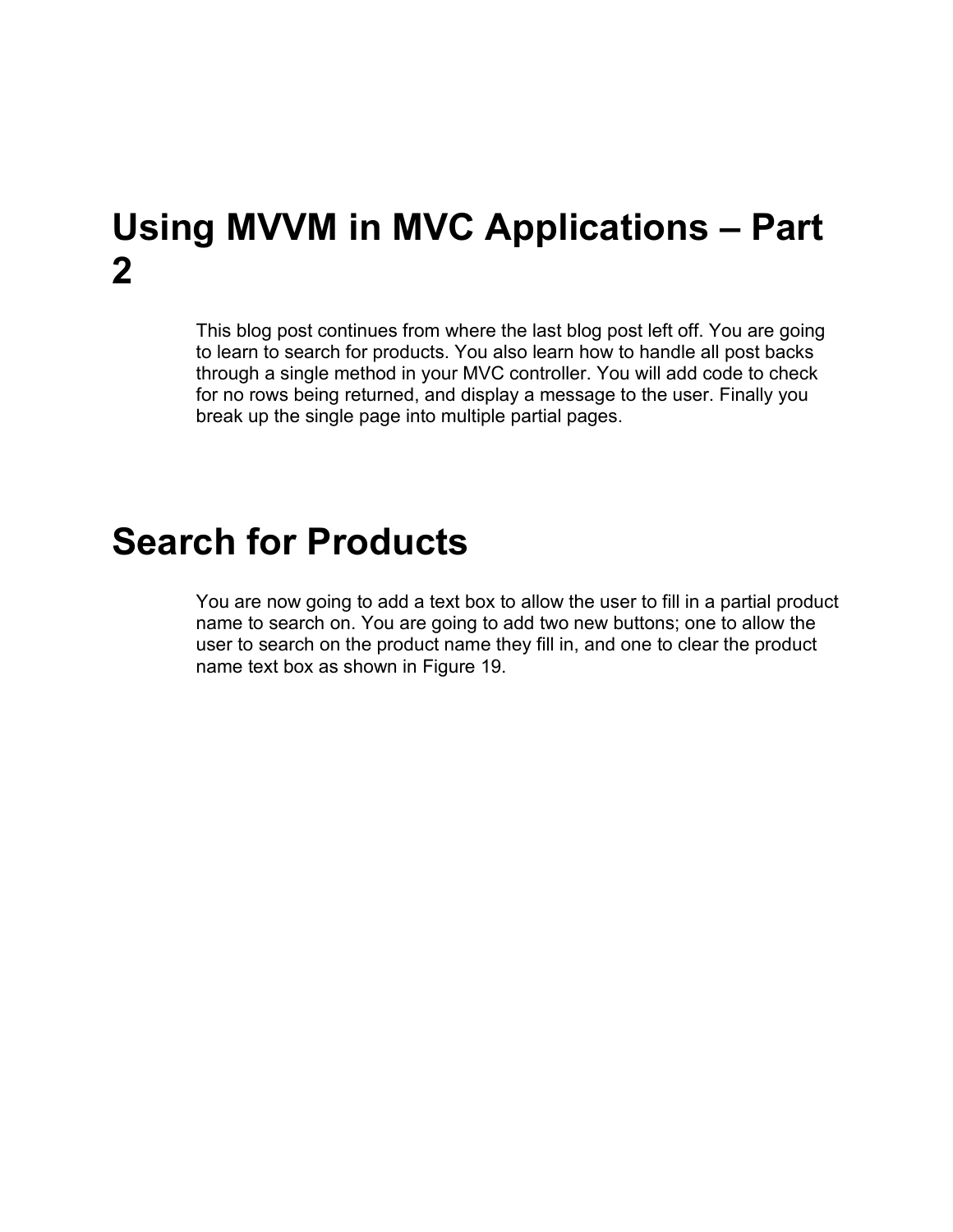# Using MVVM in MVC Applications – Part 2

This blog post continues from where the last blog post left off. You are going to learn to search for products. You also learn how to handle all post backs through a single method in your MVC controller. You will add code to check for no rows being returned, and display a message to the user. Finally you break up the single page into multiple partial pages.

# Search for Products

You are now going to add a text box to allow the user to fill in a partial product name to search on. You are going to add two new buttons; one to allow the user to search on the product name they fill in, and one to clear the product name text box as shown in Figure 19.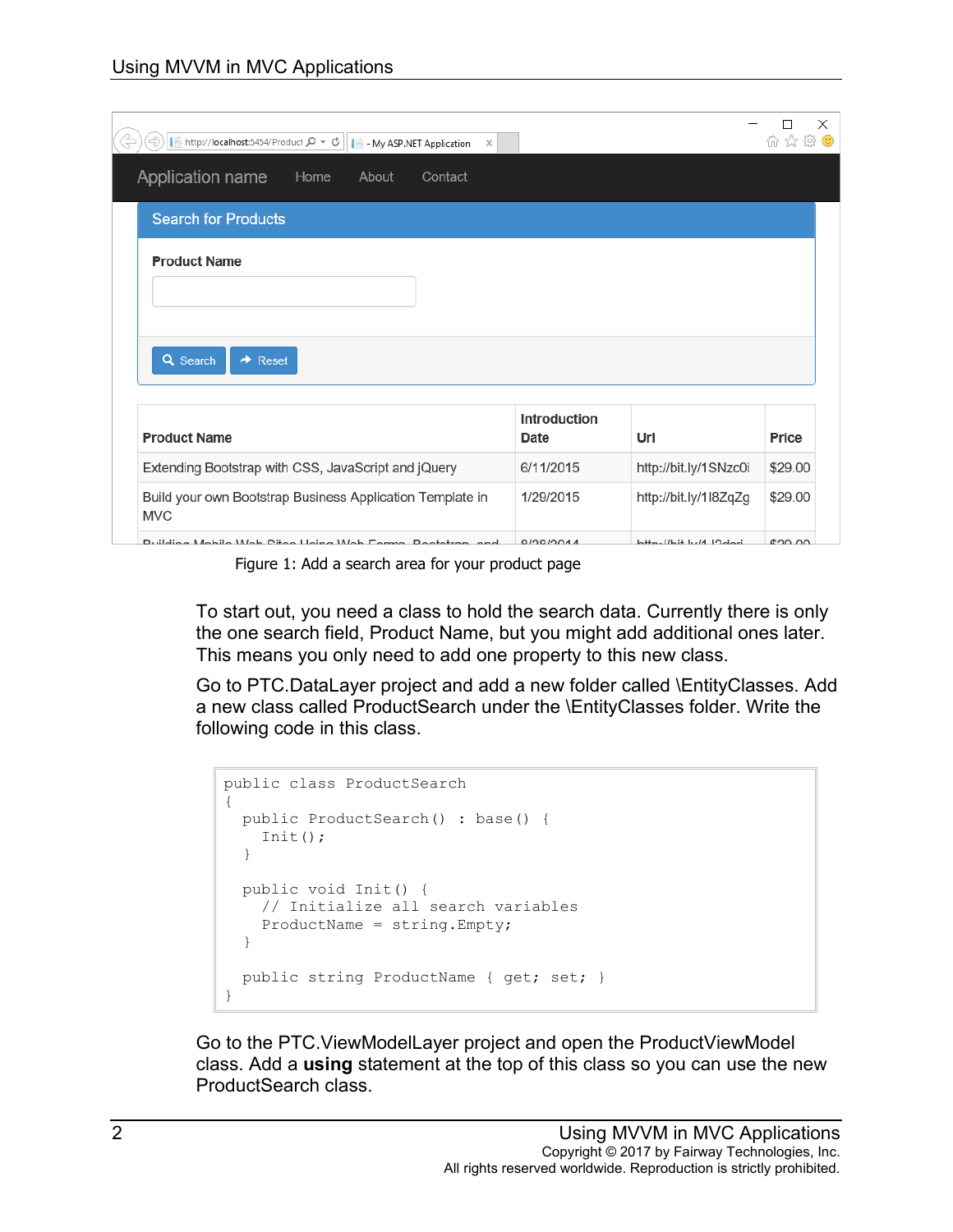Figure 1: Add a search area for your product page

To start out, you need a class to hold the search data. Currently there is only the one search field, Product Name, but you might add additional ones later. This means you only need to add one property to this new class.

Go to PTC.DataLayer project and add a new folder called \EntityClasses. Add a new class called ProductSearch under the \EntityClasses folder. Write the following code in this class.

```
public class ProductSearch
{
  public ProductSearch() : base() {
    Init();
  }

  public void Init() {
    // Initialize all search variables
    ProductName = string.Empty;
  }

  public string ProductName { get; set; }
}
```

Go to the PTC.ViewModelLayer project and open the ProductViewModel class. Add a **using** statement at the top of this class so you can use the new ProductSearch class.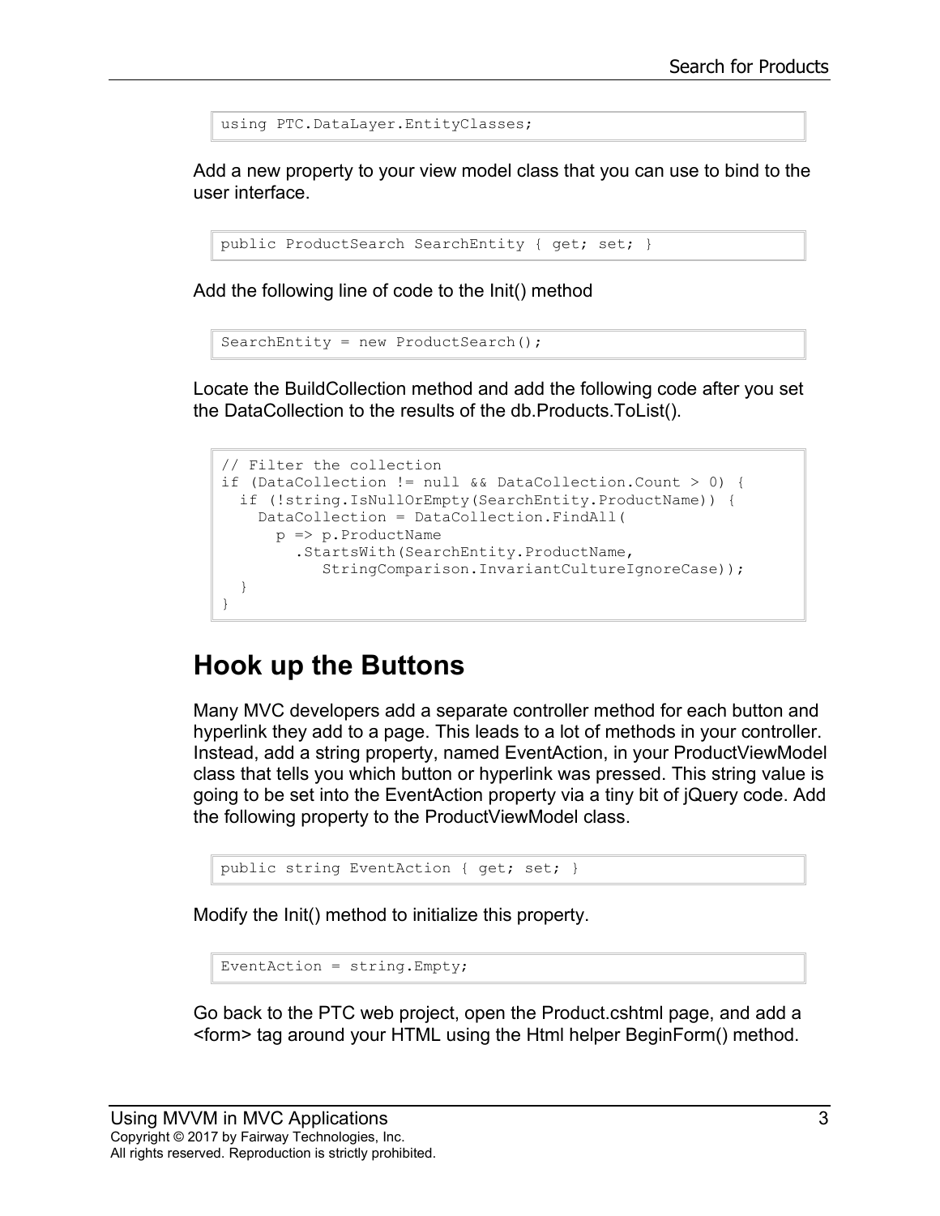```
using PTC.DataLayer.EntityClasses;
```

Add a new property to your view model class that you can use to bind to the user interface.

```
public ProductSearch SearchEntity { get; set; }
```

Add the following line of code to the Init() method

```
SearchEntity = new ProductSearch();
```

Locate the BuildCollection method and add the following code after you set the DataCollection to the results of the db.Products.ToList().

```
// Filter the collection
if (DataCollection != null && DataCollection.Count > 0) {
  if (!string.IsNullOrEmpty(SearchEntity.ProductName)) {
    DataCollection = DataCollection.FindAll(
      p => p.ProductName
        .StartsWith(SearchEntity.ProductName,
           StringComparison.InvariantCultureIgnoreCase));
  }
}
```

## Hook up the Buttons

Many MVC developers add a separate controller method for each button and hyperlink they add to a page. This leads to a lot of methods in your controller. Instead, add a string property, named EventAction, in your ProductViewModel class that tells you which button or hyperlink was pressed. This string value is going to be set into the EventAction property via a tiny bit of jQuery code. Add the following property to the ProductViewModel class.

```
public string EventAction { get; set; }
```

Modify the Init() method to initialize this property.

```
EventAction = string.Empty;
```

Go back to the PTC web project, open the Product.cshtml page, and add a <form> tag around your HTML using the Html helper BeginForm() method.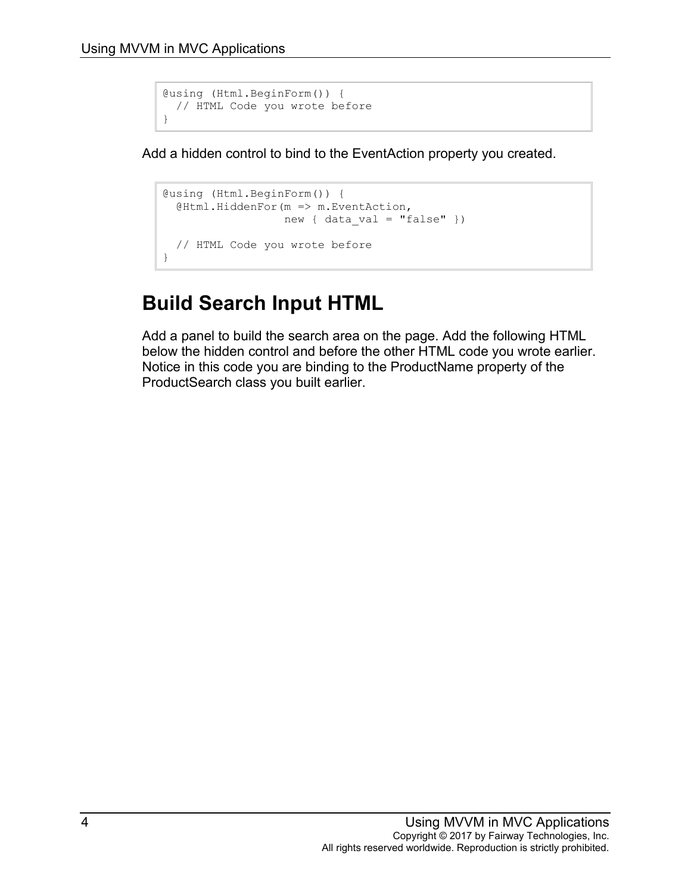```
@using (Html.BeginForm()) {
  // HTML Code you wrote before
}
```

Add a hidden control to bind to the EventAction property you created.

```
@using (Html.BeginForm()) {
  @Html.HiddenFor(m => m.EventAction,
                  new { data_val = "false" })

  // HTML Code you wrote before
}
```

# Build Search Input HTML

Add a panel to build the search area on the page. Add the following HTML below the hidden control and before the other HTML code you wrote earlier. Notice in this code you are binding to the ProductName property of the ProductSearch class you built earlier.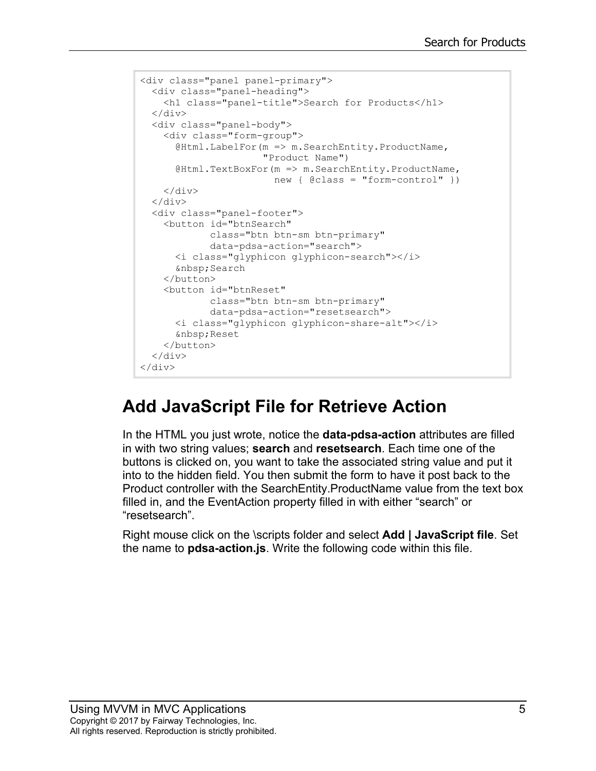```
<div class="panel panel-primary">
  <div class="panel-heading">
    <h1 class="panel-title">Search for Products</h1>
  </div>
  <div class="panel-body">
    <div class="form-group">
      @Html.LabelFor(m => m.SearchEntity.ProductName,
                      "Product Name")
      @Html.TextBoxFor(m => m.SearchEntity.ProductName,
                        new { @class = "form-control" })
    </div>
  </div>
  <div class="panel-footer">
    <button id="btnSearch"
            class="btn btn-sm btn-primary"
            data-pdsa-action="search">
      <i class="glyphicon glyphicon-search"></i>
      &nbsp;Search
    </button>
    <button id="btnReset"
            class="btn btn-sm btn-primary"
            data-pdsa-action="resetsearch">
      <i class="glyphicon glyphicon-share-alt"></i>
      &nbsp;Reset
    </button>
  </div>
</div>
```

## Add JavaScript File for Retrieve Action

In the HTML you just wrote, notice the **data-pdsa-action** attributes are filled in with two string values; **search** and **resetsearch**. Each time one of the buttons is clicked on, you want to take the associated string value and put it into to the hidden field. You then submit the form to have it post back to the Product controller with the SearchEntity.ProductName value from the text box filled in, and the EventAction property filled in with either “search” or “resetsearch”.

Right mouse click on the \scripts folder and select **Add | JavaScript file**. Set the name to **pdsa-action.js**. Write the following code within this file.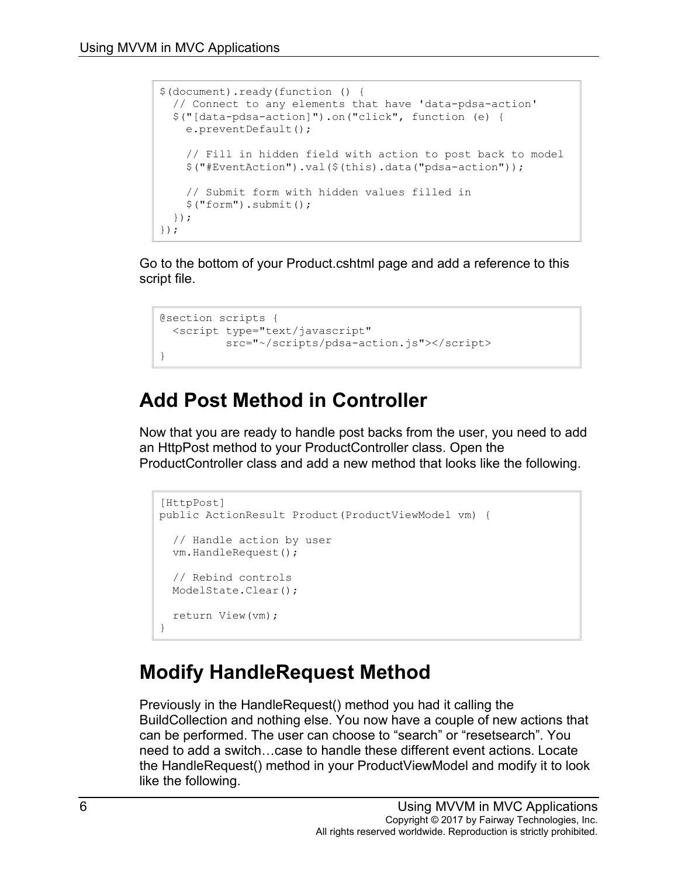```
$(document).ready(function () {
  // Connect to any elements that have 'data-pdsa-action'
  $("[data-pdsa-action]").on("click", function (e) {
    e.preventDefault();

    // Fill in hidden field with action to post back to model
    $("#EventAction").val($(this).data("pdsa-action"));

    // Submit form with hidden values filled in
    $("form").submit();
  });
});
```

Go to the bottom of your Product.cshtml page and add a reference to this script file.

```
@section scripts {
  <script type="text/javascript"
          src="~/scripts/pdsa-action.js"></script>
}
```

## Add Post Method in Controller

Now that you are ready to handle post backs from the user, you need to add an HttpPost method to your ProductController class. Open the ProductController class and add a new method that looks like the following.

```
[HttpPost]
public ActionResult Product(ProductViewModel vm) {

  // Handle action by user
  vm.HandleRequest();

  // Rebind controls
  ModelState.Clear();

  return View(vm);
}
```

## Modify HandleRequest Method

Previously in the HandleRequest() method you had it calling the BuildCollection and nothing else. You now have a couple of new actions that can be performed. The user can choose to “search” or “resetsearch”. You need to add a switch…case to handle these different event actions. Locate the HandleRequest() method in your ProductViewModel and modify it to look like the following.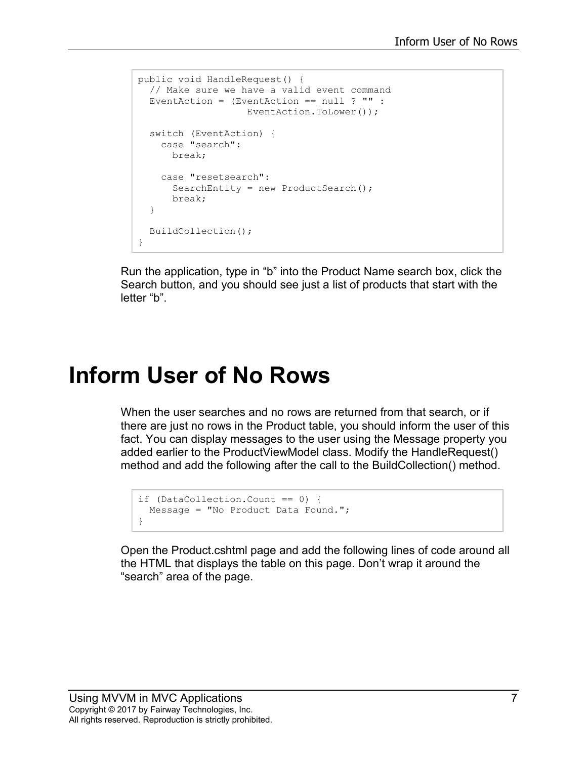```
public void HandleRequest() {
  // Make sure we have a valid event command
  EventAction = (EventAction == null ? "" :
                  EventAction.ToLower());

  switch (EventAction) {
    case "search":
      break;

    case "resetsearch":
      SearchEntity = new ProductSearch();
      break;
  }

  BuildCollection();
}
```

Run the application, type in “b” into the Product Name search box, click the Search button, and you should see just a list of products that start with the letter “b”.

# Inform User of No Rows

When the user searches and no rows are returned from that search, or if there are just no rows in the Product table, you should inform the user of this fact. You can display messages to the user using the Message property you added earlier to the ProductViewModel class. Modify the HandleRequest() method and add the following after the call to the BuildCollection() method.

```
if (DataCollection.Count == 0) {
  Message = "No Product Data Found.";
}
```

Open the Product.cshtml page and add the following lines of code around all the HTML that displays the table on this page. Don’t wrap it around the “search” area of the page.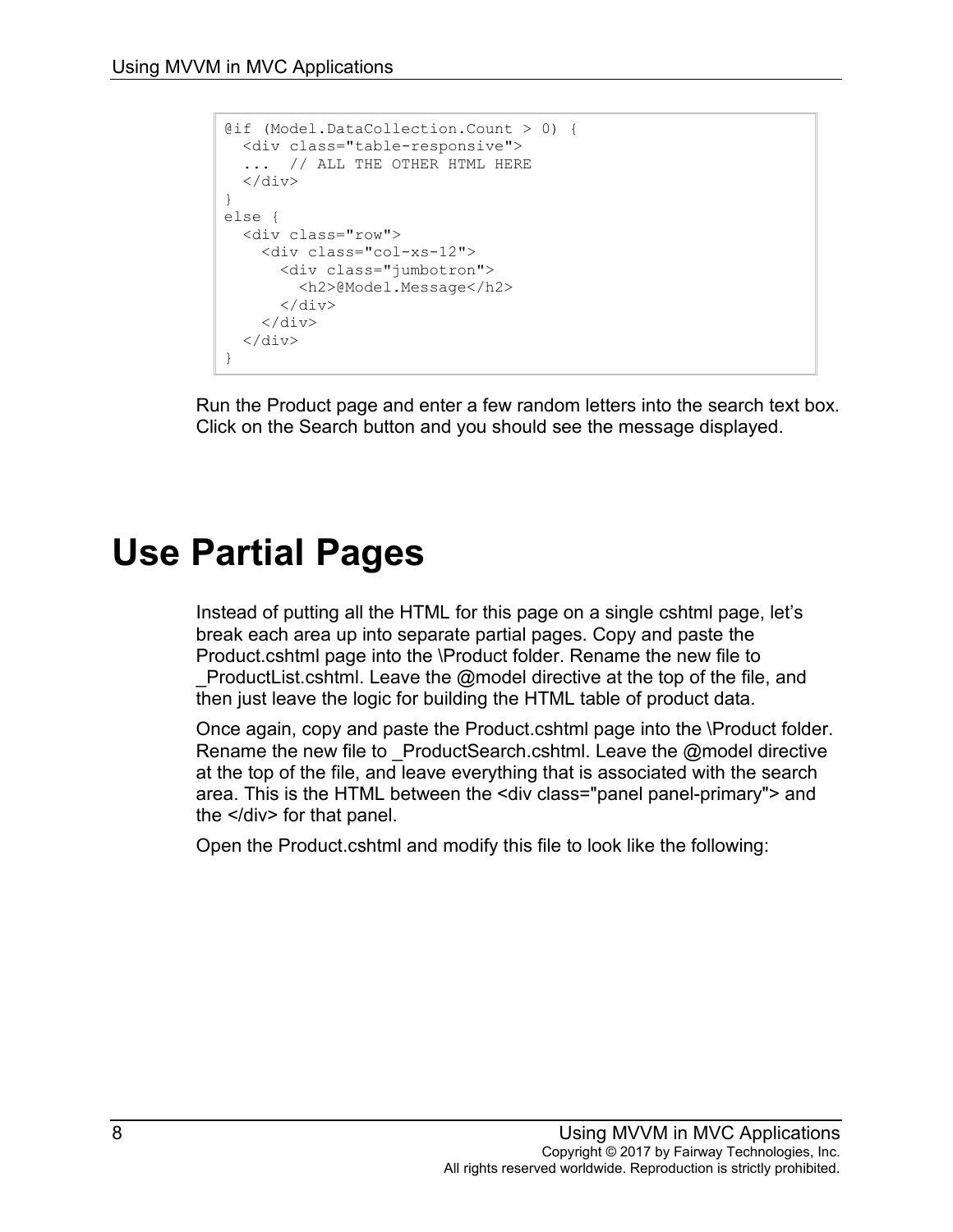```
@if (Model.DataCollection.Count > 0) {
  <div class="table-responsive">
  ...  // ALL THE OTHER HTML HERE
  </div>
}
else {
  <div class="row">
    <div class="col-xs-12">
      <div class="jumbotron">
        <h2>@Model.Message</h2>
      </div>
    </div>
  </div>
}
```

Run the Product page and enter a few random letters into the search text box. Click on the Search button and you should see the message displayed.

# Use Partial Pages

Instead of putting all the HTML for this page on a single cshtml page, let's break each area up into separate partial pages. Copy and paste the Product.cshtml page into the \Product folder. Rename the new file to _ProductList.cshtml. Leave the @model directive at the top of the file, and then just leave the logic for building the HTML table of product data.

Once again, copy and paste the Product.cshtml page into the \Product folder. Rename the new file to _ProductSearch.cshtml. Leave the @model directive at the top of the file, and leave everything that is associated with the search area. This is the HTML between the <div class="panel panel-primary"> and the </div> for that panel.

Open the Product.cshtml and modify this file to look like the following: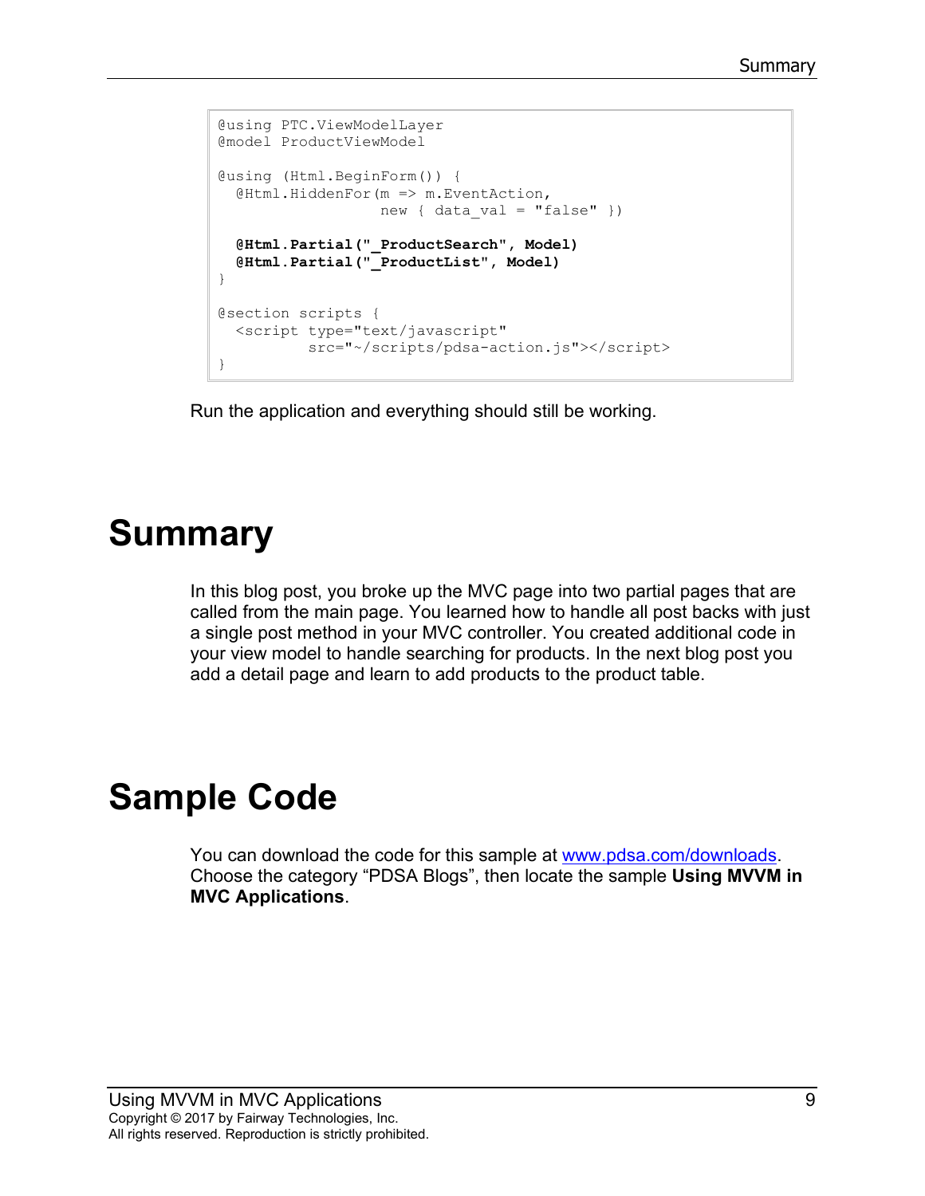```
@using PTC.ViewModelLayer
@model ProductViewModel

@using (Html.BeginForm()) {
  @Html.HiddenFor(m => m.EventAction,
                  new { data_val = "false" })

  @Html.Partial("_ProductSearch", Model)
  @Html.Partial("_ProductList", Model)
}

@section scripts {
  <script type="text/javascript"
          src="~/scripts/pdsa-action.js"></script>
}
```

Run the application and everything should still be working.

# Summary

In this blog post, you broke up the MVC page into two partial pages that are called from the main page. You learned how to handle all post backs with just a single post method in your MVC controller. You created additional code in your view model to handle searching for products. In the next blog post you add a detail page and learn to add products to the product table.

# Sample Code

You can download the code for this sample at [www.pdsa.com/downloads](www.pdsa.com/downloads). Choose the category “PDSA Blogs”, then locate the sample **Using MVVM in MVC Applications**.